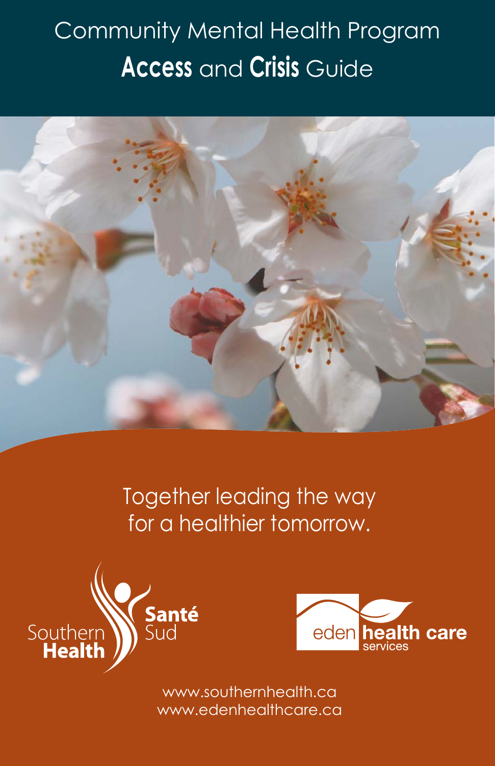# Community Mental Health Program
# **Access** and **Crisis** Guide

Together leading the way for a healthier tomorrow.

Southern Health Santé Sud

eden health care services

www.southernhealth.ca
www.edenhealthcare.ca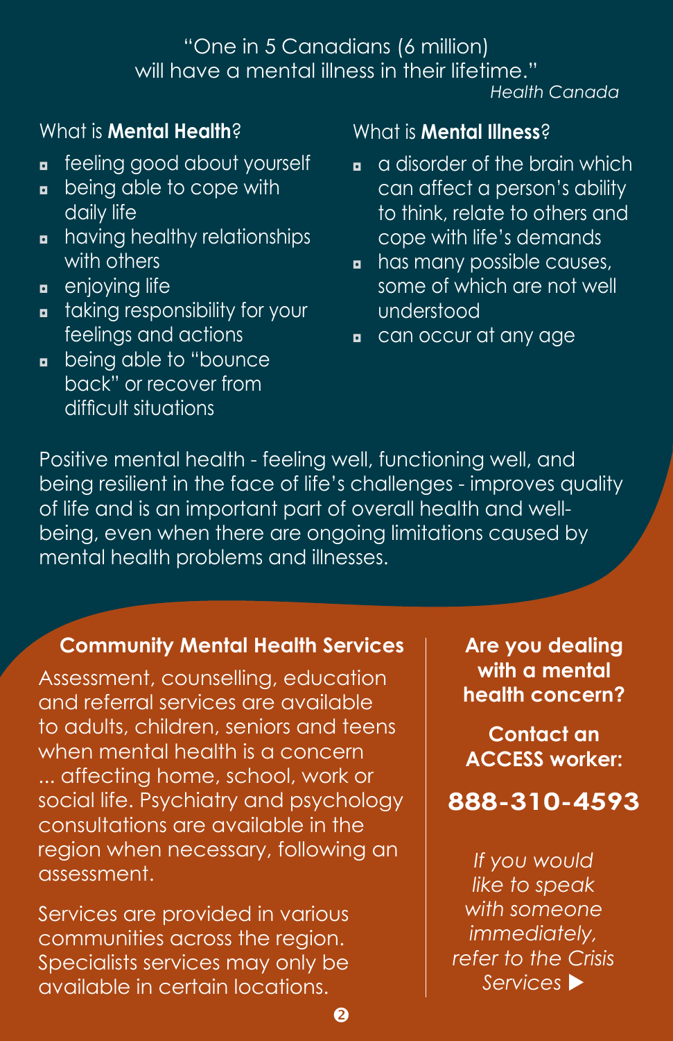"One in 5 Canadians (6 million) will have a mental illness in their lifetime."
*Health Canada*

## What is **Mental Health**?

- feeling good about yourself
- being able to cope with daily life
- having healthy relationships with others
- enjoying life
- taking responsibility for your feelings and actions
- being able to "bounce back" or recover from difficult situations

## What is **Mental Illness**?

- a disorder of the brain which can affect a person's ability to think, relate to others and cope with life's demands
- has many possible causes, some of which are not well understood
- can occur at any age

Positive mental health - feeling well, functioning well, and being resilient in the face of life's challenges - improves quality of life and is an important part of overall health and well-being, even when there are ongoing limitations caused by mental health problems and illnesses.

## Community Mental Health Services

Assessment, counselling, education and referral services are available to adults, children, seniors and teens when mental health is a concern ... affecting home, school, work or social life. Psychiatry and psychology consultations are available in the region when necessary, following an assessment.

Services are provided in various communities across the region. Specialists services may only be available in certain locations.

**Are you dealing with a mental health concern?**

**Contact an ACCESS worker:**

**888-310-4593**

*If you would like to speak with someone immediately, refer to the Crisis Services ▶*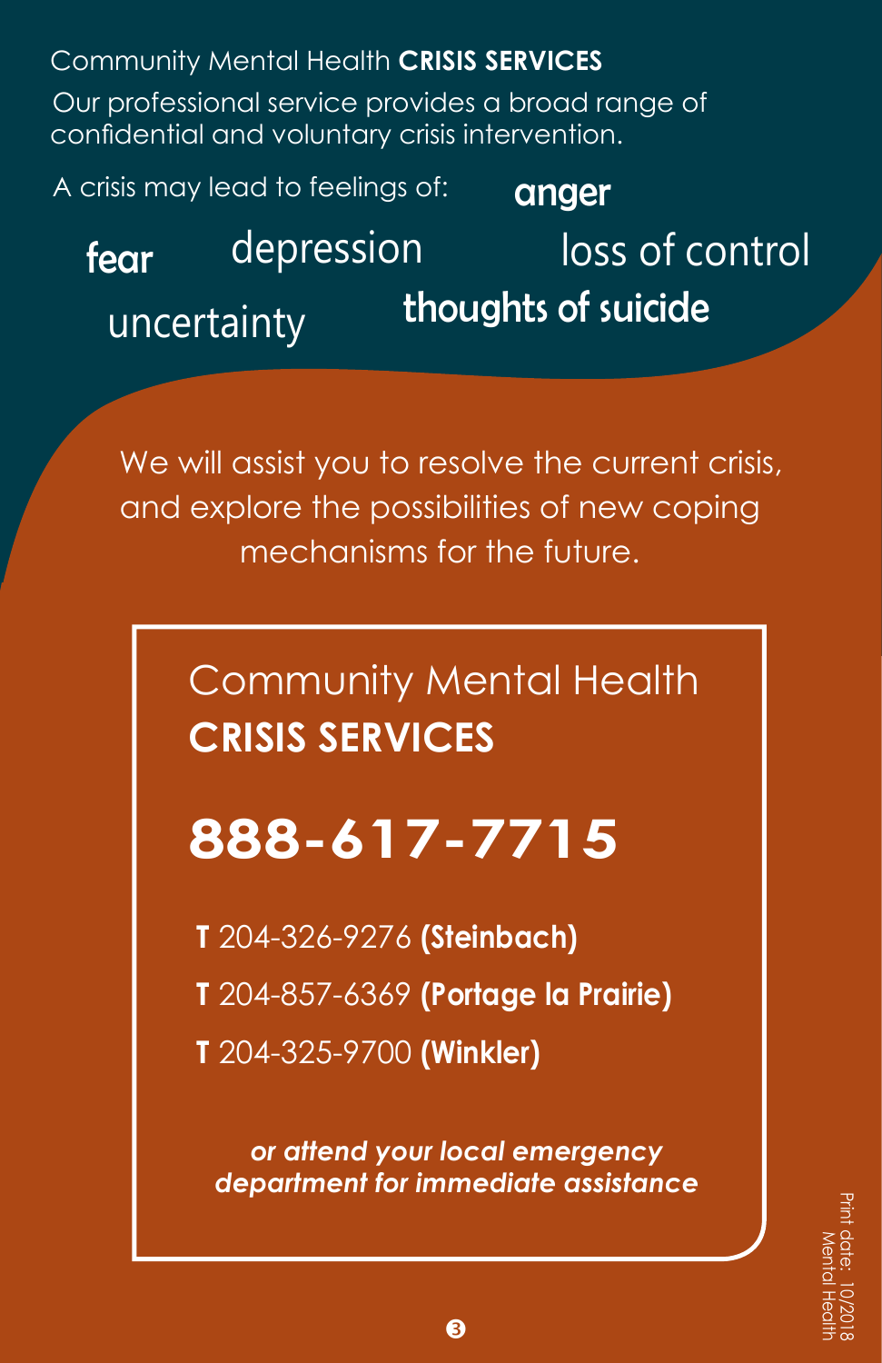# Community Mental Health **CRISIS SERVICES**

Our professional service provides a broad range of confidential and voluntary crisis intervention.

A crisis may lead to feelings of:

- anger
- fear
- depression
- loss of control
- uncertainty
- thoughts of suicide

We will assist you to resolve the current crisis, and explore the possibilities of new coping mechanisms for the future.

## Community Mental Health **CRISIS SERVICES**

# **888-617-7715**

**T** 204-326-9276 **(Steinbach)**

**T** 204-857-6369 **(Portage la Prairie)**

**T** 204-325-9700 **(Winkler)**

***or attend your local emergency department for immediate assistance***

Print date: 10/2018
Mental Health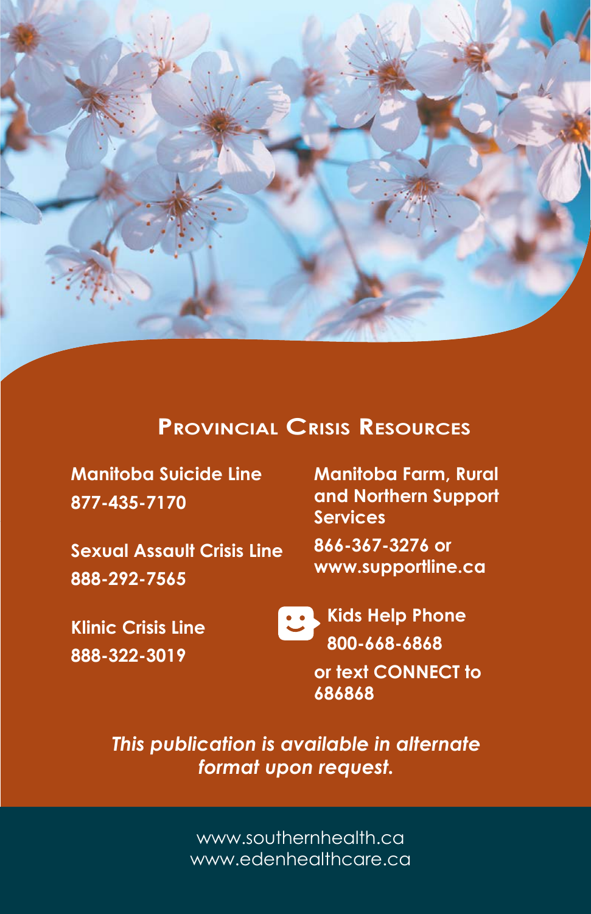## Provincial Crisis Resources

**Manitoba Suicide Line**
**877-435-7170**

**Sexual Assault Crisis Line**
**888-292-7565**

**Klinic Crisis Line**
**888-322-3019**

**Manitoba Farm, Rural and Northern Support Services**
**866-367-3276 or www.supportline.ca**

**Kids Help Phone**
**800-668-6868**
**or text CONNECT to 686868**

***This publication is available in alternate format upon request.***

www.southernhealth.ca
www.edenhealthcare.ca